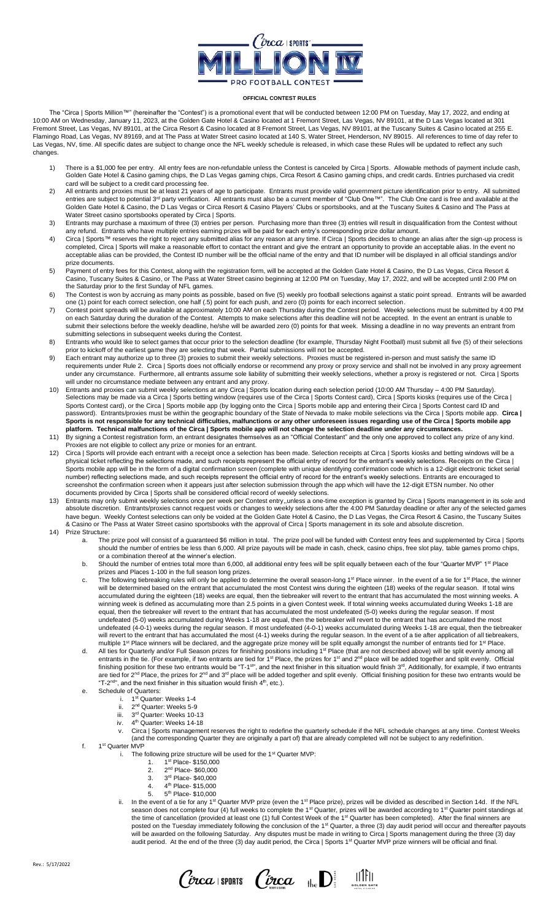# OFFICIAL CONTEST RULES

The "Circa | Sports Million™" (hereinafter the "Contest") is a promotional event that will be conducted between 12:00 PM on Tuesday, May 17, 2022, and ending at 10:00 AM on Wednesday, January 11, 2023, at the Golden Gate Hotel & Casino located at 1 Fremont Street, Las Vegas, NV 89101, at the D Las Vegas located at 301 Fremont Street, Las Vegas, NV 89101, at the Circa Resort & Casino located at 8 Fremont Street, Las Vegas, NV 89101, at the Tuscany Suites & Casino located at 255 E. Flamingo Road, Las Vegas, NV 89169, and at The Pass at Water Street casino located at 140 S. Water Street, Henderson, NV 89015. All references to time of day refer to Las Vegas, NV, time. All specific dates are subject to change once the NFL weekly schedule is released, in which case these Rules will be updated to reflect any such changes.

1) There is a $1,000 fee per entry. All entry fees are non-refundable unless the Contest is canceled by Circa | Sports. Allowable methods of payment include cash, Golden Gate Hotel & Casino gaming chips, the D Las Vegas gaming chips, Circa Resort & Casino gaming chips, and credit cards. Entries purchased via credit card will be subject to a credit card processing fee.
2) All entrants and proxies must be at least 21 years of age to participate. Entrants must provide valid government picture identification prior to entry. All submitted entries are subject to potential 3rd party verification. All entrants must also be a current member of "Club One™". The Club One card is free and available at the Golden Gate Hotel & Casino, the D Las Vegas or Circa Resort & Casino Players' Clubs or sportsbooks, and at the Tuscany Suites & Casino and The Pass at Water Street casino sportsbooks operated by Circa | Sports.
3) Entrants may purchase a maximum of three (3) entries per person. Purchasing more than three (3) entries will result in disqualification from the Contest without any refund. Entrants who have multiple entries earning prizes will be paid for each entry's corresponding prize dollar amount.
4) Circa | Sports™ reserves the right to reject any submitted alias for any reason at any time. If Circa | Sports decides to change an alias after the sign-up process is completed, Circa | Sports will make a reasonable effort to contact the entrant and give the entrant an opportunity to provide an acceptable alias. In the event no acceptable alias can be provided, the Contest ID number will be the official name of the entry and that ID number will be displayed in all official standings and/or prize documents.
5) Payment of entry fees for this Contest, along with the registration form, will be accepted at the Golden Gate Hotel & Casino, the D Las Vegas, Circa Resort & Casino, Tuscany Suites & Casino, or The Pass at Water Street casino beginning at 12:00 PM on Tuesday, May 17, 2022, and will be accepted until 2:00 PM on the Saturday prior to the first Sunday of NFL games.
6) The Contest is won by accruing as many points as possible, based on five (5) weekly pro football selections against a static point spread. Entrants will be awarded one (1) point for each correct selection, one half (.5) point for each push, and zero (0) points for each incorrect selection.
7) Contest point spreads will be available at approximately 10:00 AM on each Thursday during the Contest period. Weekly selections must be submitted by 4:00 PM on each Saturday during the duration of the Contest. Attempts to make selections after this deadline will not be accepted. In the event an entrant is unable to submit their selections before the weekly deadline, he/she will be awarded zero (0) points for that week. Missing a deadline in no way prevents an entrant from submitting selections in subsequent weeks during the Contest.
8) Entrants who would like to select games that occur prior to the selection deadline (for example, Thursday Night Football) must submit all five (5) of their selections prior to kickoff of the earliest game they are selecting that week. Partial submissions will not be accepted.
9) Each entrant may authorize up to three (3) proxies to submit their weekly selections. Proxies must be registered in-person and must satisfy the same ID requirements under Rule 2. Circa | Sports does not officially endorse or recommend any proxy or proxy service and shall not be involved in any proxy agreement under any circumstance. Furthermore, all entrants assume sole liability of submitting their weekly selections, whether a proxy is registered or not. Circa | Sports will under no circumstance mediate between any entrant and any proxy.
10) Entrants and proxies can submit weekly selections at any Circa | Sports location during each selection period (10:00 AM Thursday – 4:00 PM Saturday). Selections may be made via a Circa | Sports betting window (requires use of the Circa | Sports Contest card), Circa | Sports kiosks (requires use of the Circa | Sports Contest card), or the Circa | Sports mobile app (by logging onto the Circa | Sports mobile app and entering their Circa | Sports Contest card ID and password). Entrants/proxies must be within the geographic boundary of the State of Nevada to make mobile selections via the Circa | Sports mobile app. **Circa | Sports is not responsible for any technical difficulties, malfunctions or any other unforeseen issues regarding use of the Circa | Sports mobile app platform. Technical malfunctions of the Circa | Sports mobile app will not change the selection deadline under any circumstances.**
11) By signing a Contest registration form, an entrant designates themselves as an "Official Contestant" and the only one approved to collect any prize of any kind. Proxies are not eligible to collect any prize or monies for an entrant.
12) Circa | Sports will provide each entrant with a receipt once a selection has been made. Selection receipts at Circa | Sports kiosks and betting windows will be a physical ticket reflecting the selections made, and such receipts represent the official entry of record for the entrant's weekly selections. Receipts on the Circa | Sports mobile app will be in the form of a digital confirmation screen (complete with unique identifying confirmation code which is a 12-digit electronic ticket serial number) reflecting selections made, and such receipts represent the official entry of record for the entrant's weekly selections. Entrants are encouraged to screenshot the confirmation screen when it appears just after selection submission through the app which will have the 12-digit ETSN number. No other documents provided by Circa | Sports shall be considered official record of weekly selections.
13) Entrants may only submit weekly selections once per week per Contest entry,,unless a one-time exception is granted by Circa | Sports management in its sole and absolute discretion. Entrants/proxies cannot request voids or changes to weekly selections after the 4:00 PM Saturday deadline or after any of the selected games have begun. Weekly Contest selections can only be voided at the Golden Gate Hotel & Casino, the D Las Vegas, the Circa Resort & Casino, the Tuscany Suites & Casino or The Pass at Water Street casino sportsbooks with the approval of Circa | Sports management in its sole and absolute discretion.
14) Prize Structure:
    a. The prize pool will consist of a guaranteed $6 million in total. The prize pool will be funded with Contest entry fees and supplemented by Circa | Sports should the number of entries be less than 6,000. All prize payouts will be made in cash, check, casino chips, free slot play, table games promo chips, or a combination thereof at the winner's election.
    b. Should the number of entries total more than 6,000, all additional entry fees will be split equally between each of the four "Quarter MVP" 1st Place prizes and Places 1-100 in the full season long prizes.
    c. The following tiebreaking rules will only be applied to determine the overall season-long 1st Place winner. In the event of a tie for 1st Place, the winner will be determined based on the entrant that accumulated the most Contest wins during the eighteen (18) weeks of the regular season. If total wins accumulated during the eighteen (18) weeks are equal, then the tiebreaker will revert to the entrant that has accumulated the most winning weeks. A winning week is defined as accumulating more than 2.5 points in a given Contest week. If total winning weeks accumulated during Weeks 1-18 are equal, then the tiebreaker will revert to the entrant that has accumulated the most undefeated (5-0) weeks during the regular season. If most undefeated (5-0) weeks accumulated during Weeks 1-18 are equal, then the tiebreaker will revert to the entrant that has accumulated the most undefeated (4-0-1) weeks during the regular season. If most undefeated (4-0-1) weeks accumulated during Weeks 1-18 are equal, then the tiebreaker will revert to the entrant that has accumulated the most (4-1) weeks during the regular season. In the event of a tie after application of all tiebreakers, multiple 1st Place winners will be declared, and the aggregate prize money will be split equally amongst the number of entrants tied for 1st Place.
    d. All ties for Quarterly and/or Full Season prizes for finishing positions including 1st Place (that are not described above) will be split evenly among all entrants in the tie. (For example, if two entrants are tied for 1st Place, the prizes for 1st and 2nd place will be added together and split evenly. Official finishing position for these two entrants would be "T-1st", and the next finisher in this situation would finish 3rd. Additionally, for example, if two entrants are tied for 2nd Place, the prizes for 2nd and 3rd place will be added together and split evenly. Official finishing position for these two entrants would be "T-2nd", and the next finisher in this situation would finish 4th, etc.).
    e. Schedule of Quarters:
        i. 1st Quarter: Weeks 1-4
        ii. 2nd Quarter: Weeks 5-9
        iii. 3rd Quarter: Weeks 10-13
        iv. 4th Quarter: Weeks 14-18
        v. Circa | Sports management reserves the right to redefine the quarterly schedule if the NFL schedule changes at any time. Contest Weeks (and the corresponding Quarter they are originally a part of) that are already completed will not be subject to any redefinition.
    f. 1st Quarter MVP
        i. The following prize structure will be used for the 1st Quarter MVP:
            1. 1st Place- $150,000
            2. 2nd Place- $60,000
            3. 3rd Place- $40,000
            4. 4th Place- $15,000
            5. 5th Place- $10,000
        ii. In the event of a tie for any 1st Quarter MVP prize (even the 1st Place prize), prizes will be divided as described in Section 14d. If the NFL season does not complete four (4) full weeks to complete the 1st Quarter, prizes will be awarded according to 1st Quarter point standings at the time of cancellation (provided at least one (1) full Contest Week of the 1st Quarter has been completed). After the final winners are posted on the Tuesday immediately following the conclusion of the 1st Quarter, a three (3) day audit period will occur and thereafter payouts will be awarded on the following Saturday. Any disputes must be made in writing to Circa | Sports management during the three (3) day audit period. At the end of the three (3) day audit period, the Circa | Sports 1st Quarter MVP prize winners will be official and final.

Rev.: 5/17/2022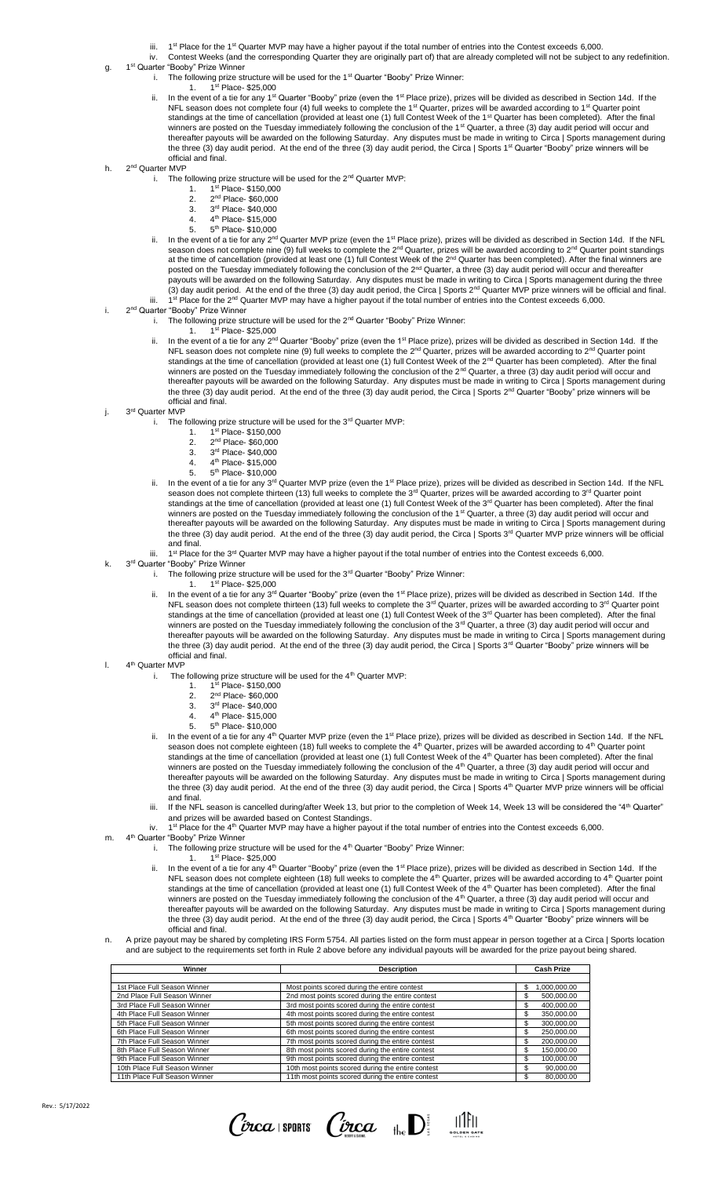iii. 1st Place for the 1st Quarter MVP may have a higher payout if the total number of entries into the Contest exceeds 6,000.

iv. Contest Weeks (and the corresponding Quarter they are originally part of) that are already completed will not be subject to any redefinition.

g. 1st Quarter "Booby" Prize Winner

i. The following prize structure will be used for the 1st Quarter "Booby" Prize Winner:

1. 1st Place- $25,000

ii. In the event of a tie for any 1st Quarter "Booby" prize (even the 1st Place prize), prizes will be divided as described in Section 14d. If the NFL season does not complete four (4) full weeks to complete the 1st Quarter, prizes will be awarded according to 1st Quarter point standings at the time of cancellation (provided at least one (1) full Contest Week of the 1st Quarter has been completed). After the final winners are posted on the Tuesday immediately following the conclusion of the 1st Quarter, a three (3) day audit period will occur and thereafter payouts will be awarded on the following Saturday. Any disputes must be made in writing to Circa | Sports management during the three (3) day audit period. At the end of the three (3) day audit period, the Circa | Sports 1st Quarter "Booby" prize winners will be official and final.

h. 2nd Quarter MVP

i. The following prize structure will be used for the 2nd Quarter MVP:

1. 1st Place- $150,000
2. 2nd Place- $60,000
3. 3rd Place- $40,000
4. 4th Place- $15,000
5. 5th Place- $10,000

ii. In the event of a tie for any 2nd Quarter MVP prize (even the 1st Place prize), prizes will be divided as described in Section 14d. If the NFL season does not complete nine (9) full weeks to complete the 2nd Quarter, prizes will be awarded according to 2nd Quarter point standings at the time of cancellation (provided at least one (1) full Contest Week of the 2nd Quarter has been completed). After the final winners are posted on the Tuesday immediately following the conclusion of the 2nd Quarter, a three (3) day audit period will occur and thereafter payouts will be awarded on the following Saturday. Any disputes must be made in writing to Circa | Sports management during the three (3) day audit period. At the end of the three (3) day audit period, the Circa | Sports 2nd Quarter MVP prize winners will be official and final.

iii. 1st Place for the 2nd Quarter MVP may have a higher payout if the total number of entries into the Contest exceeds 6,000.

i. 2nd Quarter "Booby" Prize Winner

i. The following prize structure will be used for the 2nd Quarter "Booby" Prize Winner:

1. 1st Place- $25,000

ii. In the event of a tie for any 2nd Quarter "Booby" prize (even the 1st Place prize), prizes will be divided as described in Section 14d. If the NFL season does not complete nine (9) full weeks to complete the 2nd Quarter, prizes will be awarded according to 2nd Quarter point standings at the time of cancellation (provided at least one (1) full Contest Week of the 2nd Quarter has been completed). After the final winners are posted on the Tuesday immediately following the conclusion of the 2nd Quarter, a three (3) day audit period will occur and thereafter payouts will be awarded on the following Saturday. Any disputes must be made in writing to Circa | Sports management during the three (3) day audit period. At the end of the three (3) day audit period, the Circa | Sports 2nd Quarter "Booby" prize winners will be official and final.

j. 3rd Quarter MVP

i. The following prize structure will be used for the 3rd Quarter MVP:

1. 1st Place- $150,000
2. 2nd Place- $60,000
3. 3rd Place- $40,000
4. 4th Place- $15,000
5. 5th Place- $10,000

ii. In the event of a tie for any 3rd Quarter MVP prize (even the 1st Place prize), prizes will be divided as described in Section 14d. If the NFL season does not complete thirteen (13) full weeks to complete the 3rd Quarter, prizes will be awarded according to 3rd Quarter point standings at the time of cancellation (provided at least one (1) full Contest Week of the 3rd Quarter has been completed). After the final winners are posted on the Tuesday immediately following the conclusion of the 1st Quarter, a three (3) day audit period will occur and thereafter payouts will be awarded on the following Saturday. Any disputes must be made in writing to Circa | Sports management during the three (3) day audit period. At the end of the three (3) day audit period, the Circa | Sports 3rd Quarter MVP prize winners will be official and final.

iii. 1st Place for the 3rd Quarter MVP may have a higher payout if the total number of entries into the Contest exceeds 6,000.

k. 3rd Quarter "Booby" Prize Winner

i. The following prize structure will be used for the 3rd Quarter "Booby" Prize Winner:

1. 1st Place- $25,000

ii. In the event of a tie for any 3rd Quarter "Booby" prize (even the 1st Place prize), prizes will be divided as described in Section 14d. If the NFL season does not complete thirteen (13) full weeks to complete the 3rd Quarter, prizes will be awarded according to 3rd Quarter point standings at the time of cancellation (provided at least one (1) full Contest Week of the 3rd Quarter has been completed). After the final winners are posted on the Tuesday immediately following the conclusion of the 3rd Quarter, a three (3) day audit period will occur and thereafter payouts will be awarded on the following Saturday. Any disputes must be made in writing to Circa | Sports management during the three (3) day audit period. At the end of the three (3) day audit period, the Circa | Sports 3rd Quarter "Booby" prize winners will be official and final.

l. 4th Quarter MVP

i. The following prize structure will be used for the 4th Quarter MVP:

1. 1st Place- $150,000
2. 2nd Place- $60,000
3. 3rd Place- $40,000
4. 4th Place- $15,000
5. 5th Place- $10,000

ii. In the event of a tie for any 4th Quarter MVP prize (even the 1st Place prize), prizes will be divided as described in Section 14d. If the NFL season does not complete eighteen (18) full weeks to complete the 4th Quarter, prizes will be awarded according to 4th Quarter point standings at the time of cancellation (provided at least one (1) full Contest Week of the 4th Quarter has been completed). After the final winners are posted on the Tuesday immediately following the conclusion of the 4th Quarter, a three (3) day audit period will occur and thereafter payouts will be awarded on the following Saturday. Any disputes must be made in writing to Circa | Sports management during the three (3) day audit period. At the end of the three (3) day audit period, the Circa | Sports 4th Quarter MVP prize winners will be official and final.

iii. If the NFL season is cancelled during/after Week 13, but prior to the completion of Week 14, Week 13 will be considered the "4th Quarter" and prizes will be awarded based on Contest Standings.

iv. 1st Place for the 4th Quarter MVP may have a higher payout if the total number of entries into the Contest exceeds 6,000.

m. 4th Quarter "Booby" Prize Winner

i. The following prize structure will be used for the 4th Quarter "Booby" Prize Winner:

1. 1st Place- $25,000

ii. In the event of a tie for any 4th Quarter "Booby" prize (even the 1st Place prize), prizes will be divided as described in Section 14d. If the NFL season does not complete eighteen (18) full weeks to complete the 4th Quarter, prizes will be awarded according to 4th Quarter point standings at the time of cancellation (provided at least one (1) full Contest Week of the 4th Quarter has been completed). After the final winners are posted on the Tuesday immediately following the conclusion of the 4th Quarter, a three (3) day audit period will occur and thereafter payouts will be awarded on the following Saturday. Any disputes must be made in writing to Circa | Sports management during the three (3) day audit period. At the end of the three (3) day audit period, the Circa | Sports 4th Quarter "Booby" prize winners will be official and final.

n. A prize payout may be shared by completing IRS Form 5754. All parties listed on the form must appear in person together at a Circa | Sports location and are subject to the requirements set forth in Rule 2 above before any individual payouts will be awarded for the prize payout being shared.

| Winner | Description | Cash Prize |
|---|---|---|
| 1st Place Full Season Winner | Most points scored during the entire contest | $ 1,000,000.00 |
| 2nd Place Full Season Winner | 2nd most points scored during the entire contest | $ 500,000.00 |
| 3rd Place Full Season Winner | 3rd most points scored during the entire contest | $ 400,000.00 |
| 4th Place Full Season Winner | 4th most points scored during the entire contest | $ 350,000.00 |
| 5th Place Full Season Winner | 5th most points scored during the entire contest | $ 300,000.00 |
| 6th Place Full Season Winner | 6th most points scored during the entire contest | $ 250,000.00 |
| 7th Place Full Season Winner | 7th most points scored during the entire contest | $ 200,000.00 |
| 8th Place Full Season Winner | 8th most points scored during the entire contest | $ 150,000.00 |
| 9th Place Full Season Winner | 9th most points scored during the entire contest | $ 100,000.00 |
| 10th Place Full Season Winner | 10th most points scored during the entire contest | $ 90,000.00 |
| 11th Place Full Season Winner | 11th most points scored during the entire contest | $ 80,000.00 |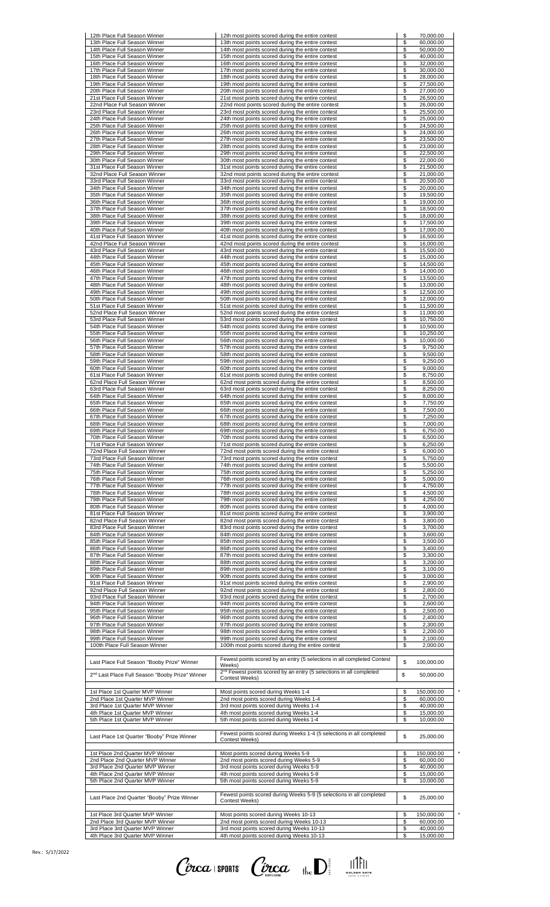| | | | |
|---|---|---|---|
| 12th Place Full Season Winner | 12th most points scored during the entire contest | $ | 70,000.00 |
| 13th Place Full Season Winner | 13th most points scored during the entire contest | $ | 60,000.00 |
| 14th Place Full Season Winner | 14th most points scored during the entire contest | $ | 50,000.00 |
| 15th Place Full Season Winner | 15th most points scored during the entire contest | $ | 40,000.00 |
| 16th Place Full Season Winner | 16th most points scored during the entire contest | $ | 32,000.00 |
| 17th Place Full Season Winner | 17th most points scored during the entire contest | $ | 30,000.00 |
| 18th Place Full Season Winner | 18th most points scored during the entire contest | $ | 28,000.00 |
| 19th Place Full Season Winner | 19th most points scored during the entire contest | $ | 27,500.00 |
| 20th Place Full Season Winner | 20th most points scored during the entire contest | $ | 27,000.00 |
| 21st Place Full Season Winner | 21st most points scored during the entire contest | $ | 26,500.00 |
| 22nd Place Full Season Winner | 22nd most points scored during the entire contest | $ | 26,000.00 |
| 23rd Place Full Season Winner | 23rd most points scored during the entire contest | $ | 25,500.00 |
| 24th Place Full Season Winner | 24th most points scored during the entire contest | $ | 25,000.00 |
| 25th Place Full Season Winner | 25th most points scored during the entire contest | $ | 24,500.00 |
| 26th Place Full Season Winner | 26th most points scored during the entire contest | $ | 24,000.00 |
| 27th Place Full Season Winner | 27th most points scored during the entire contest | $ | 23,500.00 |
| 28th Place Full Season Winner | 28th most points scored during the entire contest | $ | 23,000.00 |
| 29th Place Full Season Winner | 29th most points scored during the entire contest | $ | 22,500.00 |
| 30th Place Full Season Winner | 30th most points scored during the entire contest | $ | 22,000.00 |
| 31st Place Full Season Winner | 31st most points scored during the entire contest | $ | 21,500.00 |
| 32nd Place Full Season Winner | 32nd most points scored during the entire contest | $ | 21,000.00 |
| 33rd Place Full Season Winner | 33rd most points scored during the entire contest | $ | 20,500.00 |
| 34th Place Full Season Winner | 34th most points scored during the entire contest | $ | 20,000.00 |
| 35th Place Full Season Winner | 35th most points scored during the entire contest | $ | 19,500.00 |
| 36th Place Full Season Winner | 36th most points scored during the entire contest | $ | 19,000.00 |
| 37th Place Full Season Winner | 37th most points scored during the entire contest | $ | 18,500.00 |
| 38th Place Full Season Winner | 38th most points scored during the entire contest | $ | 18,000.00 |
| 39th Place Full Season Winner | 39th most points scored during the entire contest | $ | 17,500.00 |
| 40th Place Full Season Winner | 40th most points scored during the entire contest | $ | 17,000.00 |
| 41st Place Full Season Winner | 41st most points scored during the entire contest | $ | 16,500.00 |
| 42nd Place Full Season Winner | 42nd most points scored during the entire contest | $ | 16,000.00 |
| 43rd Place Full Season Winner | 43rd most points scored during the entire contest | $ | 15,500.00 |
| 44th Place Full Season Winner | 44th most points scored during the entire contest | $ | 15,000.00 |
| 45th Place Full Season Winner | 45th most points scored during the entire contest | $ | 14,500.00 |
| 46th Place Full Season Winner | 46th most points scored during the entire contest | $ | 14,000.00 |
| 47th Place Full Season Winner | 47th most points scored during the entire contest | $ | 13,500.00 |
| 48th Place Full Season Winner | 48th most points scored during the entire contest | $ | 13,000.00 |
| 49th Place Full Season Winner | 49th most points scored during the entire contest | $ | 12,500.00 |
| 50th Place Full Season Winner | 50th most points scored during the entire contest | $ | 12,000.00 |
| 51st Place Full Season Winner | 51st most points scored during the entire contest | $ | 11,500.00 |
| 52nd Place Full Season Winner | 52nd most points scored during the entire contest | $ | 11,000.00 |
| 53rd Place Full Season Winner | 53rd most points scored during the entire contest | $ | 10,750.00 |
| 54th Place Full Season Winner | 54th most points scored during the entire contest | $ | 10,500.00 |
| 55th Place Full Season Winner | 55th most points scored during the entire contest | $ | 10,250.00 |
| 56th Place Full Season Winner | 56th most points scored during the entire contest | $ | 10,000.00 |
| 57th Place Full Season Winner | 57th most points scored during the entire contest | $ | 9,750.00 |
| 58th Place Full Season Winner | 58th most points scored during the entire contest | $ | 9,500.00 |
| 59th Place Full Season Winner | 59th most points scored during the entire contest | $ | 9,250.00 |
| 60th Place Full Season Winner | 60th most points scored during the entire contest | $ | 9,000.00 |
| 61st Place Full Season Winner | 61st most points scored during the entire contest | $ | 8,750.00 |
| 62nd Place Full Season Winner | 62nd most points scored during the entire contest | $ | 8,500.00 |
| 63rd Place Full Season Winner | 63rd most points scored during the entire contest | $ | 8,250.00 |
| 64th Place Full Season Winner | 64th most points scored during the entire contest | $ | 8,000.00 |
| 65th Place Full Season Winner | 65th most points scored during the entire contest | $ | 7,750.00 |
| 66th Place Full Season Winner | 66th most points scored during the entire contest | $ | 7,500.00 |
| 67th Place Full Season Winner | 67th most points scored during the entire contest | $ | 7,250.00 |
| 68th Place Full Season Winner | 68th most points scored during the entire contest | $ | 7,000.00 |
| 69th Place Full Season Winner | 69th most points scored during the entire contest | $ | 6,750.00 |
| 70th Place Full Season Winner | 70th most points scored during the entire contest | $ | 6,500.00 |
| 71st Place Full Season Winner | 71st most points scored during the entire contest | $ | 6,250.00 |
| 72nd Place Full Season Winner | 72nd most points scored during the entire contest | $ | 6,000.00 |
| 73rd Place Full Season Winner | 73rd most points scored during the entire contest | $ | 5,750.00 |
| 74th Place Full Season Winner | 74th most points scored during the entire contest | $ | 5,500.00 |
| 75th Place Full Season Winner | 75th most points scored during the entire contest | $ | 5,250.00 |
| 76th Place Full Season Winner | 76th most points scored during the entire contest | $ | 5,000.00 |
| 77th Place Full Season Winner | 77th most points scored during the entire contest | $ | 4,750.00 |
| 78th Place Full Season Winner | 78th most points scored during the entire contest | $ | 4,500.00 |
| 79th Place Full Season Winner | 79th most points scored during the entire contest | $ | 4,250.00 |
| 80th Place Full Season Winner | 80th most points scored during the entire contest | $ | 4,000.00 |
| 81st Place Full Season Winner | 81st most points scored during the entire contest | $ | 3,900.00 |
| 82nd Place Full Season Winner | 82nd most points scored during the entire contest | $ | 3,800.00 |
| 83rd Place Full Season Winner | 83rd most points scored during the entire contest | $ | 3,700.00 |
| 84th Place Full Season Winner | 84th most points scored during the entire contest | $ | 3,600.00 |
| 85th Place Full Season Winner | 85th most points scored during the entire contest | $ | 3,500.00 |
| 86th Place Full Season Winner | 86th most points scored during the entire contest | $ | 3,400.00 |
| 87th Place Full Season Winner | 87th most points scored during the entire contest | $ | 3,300.00 |
| 88th Place Full Season Winner | 88th most points scored during the entire contest | $ | 3,200.00 |
| 89th Place Full Season Winner | 89th most points scored during the entire contest | $ | 3,100.00 |
| 90th Place Full Season Winner | 90th most points scored during the entire contest | $ | 3,000.00 |
| 91st Place Full Season Winner | 91st most points scored during the entire contest | $ | 2,900.00 |
| 92nd Place Full Season Winner | 92nd most points scored during the entire contest | $ | 2,800.00 |
| 93rd Place Full Season Winner | 93rd most points scored during the entire contest | $ | 2,700.00 |
| 94th Place Full Season Winner | 94th most points scored during the entire contest | $ | 2,600.00 |
| 95th Place Full Season Winner | 95th most points scored during the entire contest | $ | 2,500.00 |
| 96th Place Full Season Winner | 96th most points scored during the entire contest | $ | 2,400.00 |
| 97th Place Full Season Winner | 97th most points scored during the entire contest | $ | 2,300.00 |
| 98th Place Full Season Winner | 98th most points scored during the entire contest | $ | 2,200.00 |
| 99th Place Full Season Winner | 99th most points scored during the entire contest | $ | 2,100.00 |
| 100th Place Full Season Winner | 100th most points scored during the entire contest | $ | 2,000.00 |
| | | | |
| Last Place Full Season "Booby Prize" Winner | Fewest points scored by an entry (5 selections in all completed Contest Weeks) | $ | 100,000.00 |
| 2nd Last Place Full Season "Booby Prize" Winner | 2nd Fewest points scored by an entry (5 selections in all completed Contest Weeks) | $ | 50,000.00 |
| | | | |
| 1st Place 1st Quarter MVP Winner | Most points scored during Weeks 1-4 | $ | 150,000.00 * |
| 2nd Place 1st Quarter MVP Winner | 2nd most points scored during Weeks 1-4 | $ | 60,000.00 |
| 3rd Place 1st Quarter MVP Winner | 3rd most points scored during Weeks 1-4 | $ | 40,000.00 |
| 4th Place 1st Quarter MVP Winner | 4th most points scored during Weeks 1-4 | $ | 15,000.00 |
| 5th Place 1st Quarter MVP Winner | 5th most points scored during Weeks 1-4 | $ | 10,000.00 |
| | | | |
| Last Place 1st Quarter "Booby" Prize Winner | Fewest points scored during Weeks 1-4 (5 selections in all completed Contest Weeks) | $ | 25,000.00 |
| | | | |
| 1st Place 2nd Quarter MVP Winner | Most points scored during Weeks 5-9 | $ | 150,000.00 * |
| 2nd Place 2nd Quarter MVP Winner | 2nd most points scored during Weeks 5-9 | $ | 60,000.00 |
| 3rd Place 2nd Quarter MVP Winner | 3rd most points scored during Weeks 5-9 | $ | 40,000.00 |
| 4th Place 2nd Quarter MVP Winner | 4th most points scored during Weeks 5-9 | $ | 15,000.00 |
| 5th Place 2nd Quarter MVP Winner | 5th most points scored during Weeks 5-9 | $ | 10,000.00 |
| | | | |
| Last Place 2nd Quarter "Booby" Prize Winner | Fewest points scored during Weeks 5-9 (5 selections in all completed Contest Weeks) | $ | 25,000.00 |
| | | | |
| 1st Place 3rd Quarter MVP Winner | Most points scored during Weeks 10-13 | $ | 150,000.00 * |
| 2nd Place 3rd Quarter MVP Winner | 2nd most points scored during Weeks 10-13 | $ | 60,000.00 |
| 3rd Place 3rd Quarter MVP Winner | 3rd most points scored during Weeks 10-13 | $ | 40,000.00 |
| 4th Place 3rd Quarter MVP Winner | 4th most points scored during Weeks 10-13 | $ | 15,000.00 |

Rev.: 5/17/2022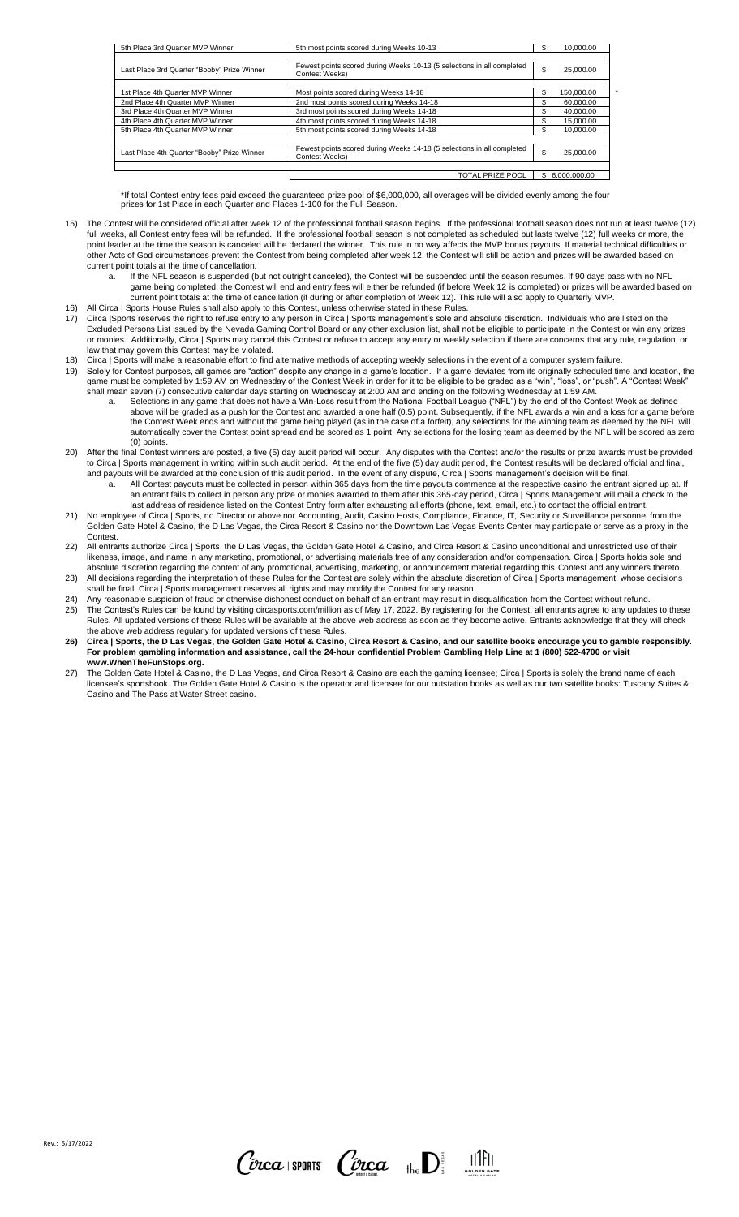| | | |
|---|---|---|
| 5th Place 3rd Quarter MVP Winner | 5th most points scored during Weeks 10-13 | $ 10,000.00 |
| | | |
| Last Place 3rd Quarter "Booby" Prize Winner | Fewest points scored during Weeks 10-13 (5 selections in all completed Contest Weeks) | $ 25,000.00 |
| | | |
| 1st Place 4th Quarter MVP Winner | Most points scored during Weeks 14-18 | $ 150,000.00 * |
| 2nd Place 4th Quarter MVP Winner | 2nd most points scored during Weeks 14-18 | $ 60,000.00 |
| 3rd Place 4th Quarter MVP Winner | 3rd most points scored during Weeks 14-18 | $ 40,000.00 |
| 4th Place 4th Quarter MVP Winner | 4th most points scored during Weeks 14-18 | $ 15,000.00 |
| 5th Place 4th Quarter MVP Winner | 5th most points scored during Weeks 14-18 | $ 10,000.00 |
| | | |
| Last Place 4th Quarter "Booby" Prize Winner | Fewest points scored during Weeks 14-18 (5 selections in all completed Contest Weeks) | $ 25,000.00 |
| | | |
| | TOTAL PRIZE POOL | $ 6,000,000.00 |

*If total Contest entry fees paid exceed the guaranteed prize pool of $6,000,000, all overages will be divided evenly among the four prizes for 1st Place in each Quarter and Places 1-100 for the Full Season.

15) The Contest will be considered official after week 12 of the professional football season begins. If the professional football season does not run at least twelve (12) full weeks, all Contest entry fees will be refunded. If the professional football season is not completed as scheduled but lasts twelve (12) full weeks or more, the point leader at the time the season is canceled will be declared the winner. This rule in no way affects the MVP bonus payouts. If material technical difficulties or other Acts of God circumstances prevent the Contest from being completed after week 12, the Contest will still be action and prizes will be awarded based on current point totals at the time of cancellation.
    a. If the NFL season is suspended (but not outright canceled), the Contest will be suspended until the season resumes. If 90 days pass with no NFL game being completed, the Contest will end and entry fees will either be refunded (if before Week 12 is completed) or prizes will be awarded based on current point totals at the time of cancellation (if during or after completion of Week 12). This rule will also apply to Quarterly MVP.
16) All Circa | Sports House Rules shall also apply to this Contest, unless otherwise stated in these Rules.
17) Circa |Sports reserves the right to refuse entry to any person in Circa | Sports management's sole and absolute discretion. Individuals who are listed on the Excluded Persons List issued by the Nevada Gaming Control Board or any other exclusion list, shall not be eligible to participate in the Contest or win any prizes or monies. Additionally, Circa | Sports may cancel this Contest or refuse to accept any entry or weekly selection if there are concerns that any rule, regulation, or law that may govern this Contest may be violated.
18) Circa | Sports will make a reasonable effort to find alternative methods of accepting weekly selections in the event of a computer system failure.
19) Solely for Contest purposes, all games are "action" despite any change in a game's location. If a game deviates from its originally scheduled time and location, the game must be completed by 1:59 AM on Wednesday of the Contest Week in order for it to be eligible to be graded as a "win", "loss", or "push". A "Contest Week" shall mean seven (7) consecutive calendar days starting on Wednesday at 2:00 AM and ending on the following Wednesday at 1:59 AM.
    a. Selections in any game that does not have a Win-Loss result from the National Football League ("NFL") by the end of the Contest Week as defined above will be graded as a push for the Contest and awarded a one half (0.5) point. Subsequently, if the NFL awards a win and a loss for a game before the Contest Week ends and without the game being played (as in the case of a forfeit), any selections for the winning team as deemed by the NFL will automatically cover the Contest point spread and be scored as 1 point. Any selections for the losing team as deemed by the NFL will be scored as zero (0) points.
20) After the final Contest winners are posted, a five (5) day audit period will occur. Any disputes with the Contest and/or the results or prize awards must be provided to Circa | Sports management in writing within such audit period. At the end of the five (5) day audit period, the Contest results will be declared official and final, and payouts will be awarded at the conclusion of this audit period. In the event of any dispute, Circa | Sports management's decision will be final.
    a. All Contest payouts must be collected in person within 365 days from the time payouts commence at the respective casino the entrant signed up at. If an entrant fails to collect in person any prize or monies awarded to them after this 365-day period, Circa | Sports Management will mail a check to the last address of residence listed on the Contest Entry form after exhausting all efforts (phone, text, email, etc.) to contact the official entrant.
21) No employee of Circa | Sports, no Director or above nor Accounting, Audit, Casino Hosts, Compliance, Finance, IT, Security or Surveillance personnel from the Golden Gate Hotel & Casino, the D Las Vegas, the Circa Resort & Casino nor the Downtown Las Vegas Events Center may participate or serve as a proxy in the Contest.
22) All entrants authorize Circa | Sports, the D Las Vegas, the Golden Gate Hotel & Casino, and Circa Resort & Casino unconditional and unrestricted use of their likeness, image, and name in any marketing, promotional, or advertising materials free of any consideration and/or compensation. Circa | Sports holds sole and absolute discretion regarding the content of any promotional, advertising, marketing, or announcement material regarding this Contest and any winners thereto.
23) All decisions regarding the interpretation of these Rules for the Contest are solely within the absolute discretion of Circa | Sports management, whose decisions shall be final. Circa | Sports management reserves all rights and may modify the Contest for any reason.
24) Any reasonable suspicion of fraud or otherwise dishonest conduct on behalf of an entrant may result in disqualification from the Contest without refund.
25) The Contest's Rules can be found by visiting circasports.com/million as of May 17, 2022. By registering for the Contest, all entrants agree to any updates to these Rules. All updated versions of these Rules will be available at the above web address as soon as they become active. Entrants acknowledge that they will check the above web address regularly for updated versions of these Rules.
26) **Circa | Sports, the D Las Vegas, the Golden Gate Hotel & Casino, Circa Resort & Casino, and our satellite books encourage you to gamble responsibly. For problem gambling information and assistance, call the 24-hour confidential Problem Gambling Help Line at 1 (800) 522-4700 or visit www.WhenTheFunStops.org.**
27) The Golden Gate Hotel & Casino, the D Las Vegas, and Circa Resort & Casino are each the gaming licensee; Circa | Sports is solely the brand name of each licensee's sportsbook. The Golden Gate Hotel & Casino is the operator and licensee for our outstation books as well as our two satellite books: Tuscany Suites & Casino and The Pass at Water Street casino.

Rev.: 5/17/2022